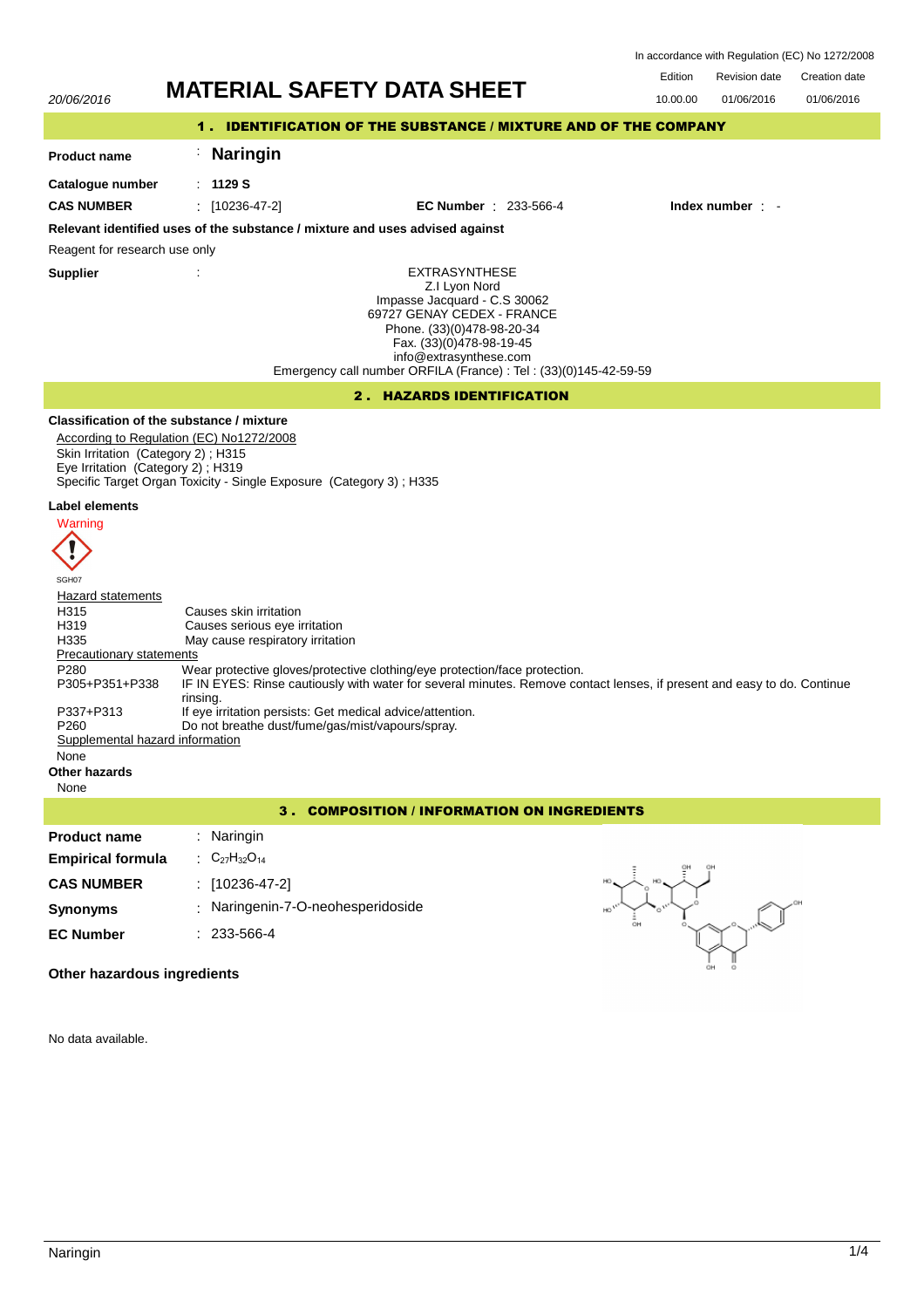In accordance with Regulation (EC) No 1272/2008

20/06/2016

# MATERIAL SAFETY DATA SHEET

| Edition | Revision date | Creation date |
|---|---|---|
| 10.00.00 | 01/06/2016 | 01/06/2016 |

## 1 . IDENTIFICATION OF THE SUBSTANCE / MIXTURE AND OF THE COMPANY

**Product name** : **Naringin**

**Catalogue number** : **1129 S**

**CAS NUMBER** : [10236-47-2] **EC Number** : 233-566-4 **Index number** : -

**Relevant identified uses of the substance / mixture and uses advised against**

Reagent for research use only

**Supplier** :

EXTRASYNTHESE
Z.I Lyon Nord
Impasse Jacquard - C.S 30062
69727 GENAY CEDEX - FRANCE
Phone. (33)(0)478-98-20-34
Fax. (33)(0)478-98-19-45
info@extrasynthese.com
Emergency call number ORFILA (France) : Tel : (33)(0)145-42-59-59

## 2 . HAZARDS IDENTIFICATION

**Classification of the substance / mixture**

According to Regulation (EC) No1272/2008
Skin Irritation (Category 2) ; H315
Eye Irritation (Category 2) ; H319
Specific Target Organ Toxicity - Single Exposure (Category 3) ; H335

**Label elements**

Warning

SGH07

Hazard statements

| | |
|---|---|
| H315 | Causes skin irritation |
| H319 | Causes serious eye irritation |
| H335 | May cause respiratory irritation |

Precautionary statements

| | |
|---|---|
| P280 | Wear protective gloves/protective clothing/eye protection/face protection. |
| P305+P351+P338 | IF IN EYES: Rinse cautiously with water for several minutes. Remove contact lenses, if present and easy to do. Continue rinsing. |
| P337+P313 | If eye irritation persists: Get medical advice/attention. |
| P260 | Do not breathe dust/fume/gas/mist/vapours/spray. |

Supplemental hazard information

None

**Other hazards**

None

## 3 . COMPOSITION / INFORMATION ON INGREDIENTS

**Product name** : Naringin

**Empirical formula** : $C_{27}H_{32}O_{14}$

**CAS NUMBER** : [10236-47-2]

**Synonyms** : Naringenin-7-O-neohesperidoside

**EC Number** : 233-566-4

**Other hazardous ingredients**

No data available.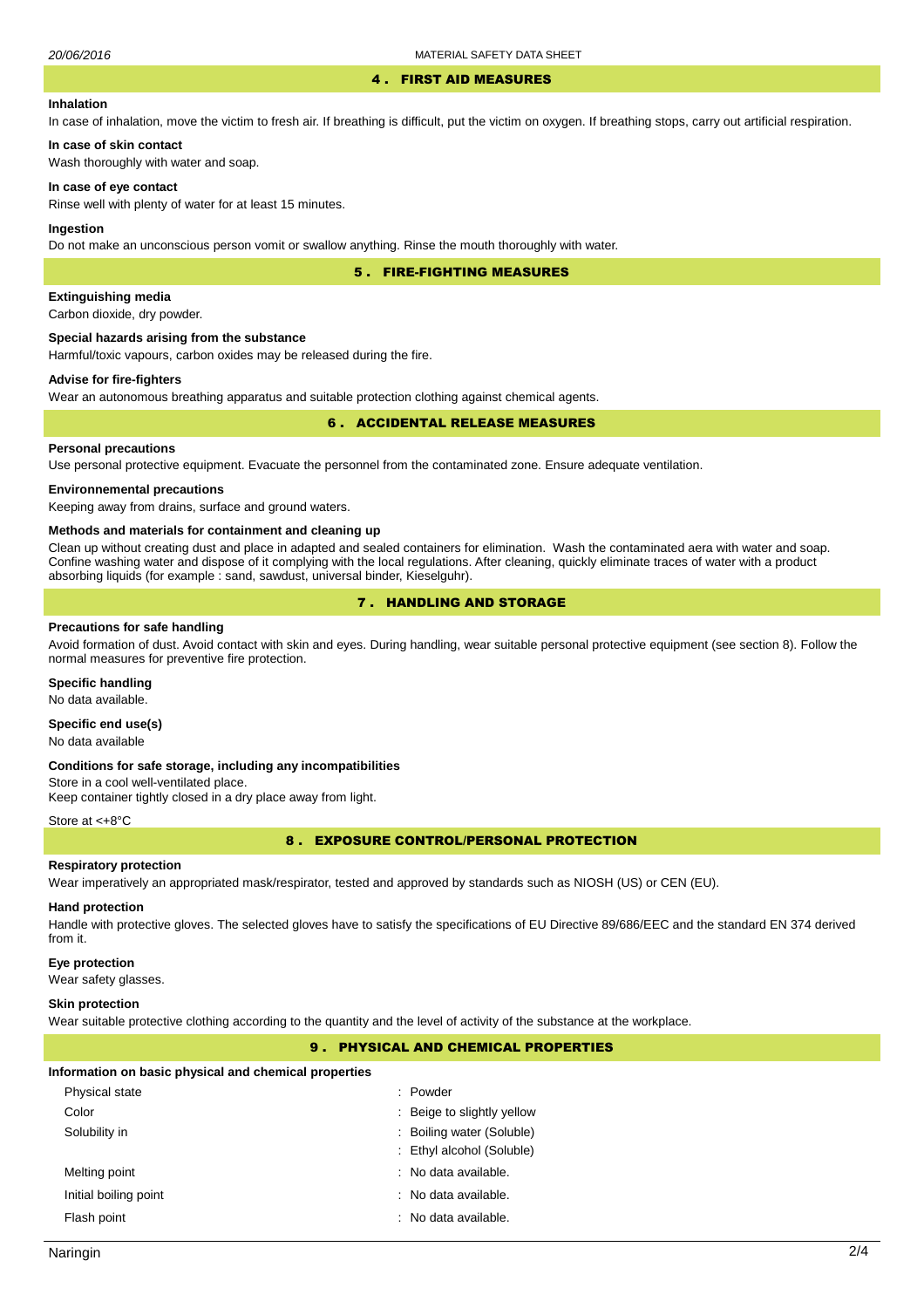## 4 . FIRST AID MEASURES

### Inhalation

In case of inhalation, move the victim to fresh air. If breathing is difficult, put the victim on oxygen. If breathing stops, carry out artificial respiration.

### In case of skin contact

Wash thoroughly with water and soap.

### In case of eye contact

Rinse well with plenty of water for at least 15 minutes.

### Ingestion

Do not make an unconscious person vomit or swallow anything. Rinse the mouth thoroughly with water.

## 5 . FIRE-FIGHTING MEASURES

### Extinguishing media

Carbon dioxide, dry powder.

### Special hazards arising from the substance

Harmful/toxic vapours, carbon oxides may be released during the fire.

### Advise for fire-fighters

Wear an autonomous breathing apparatus and suitable protection clothing against chemical agents.

## 6 . ACCIDENTAL RELEASE MEASURES

### Personal precautions

Use personal protective equipment. Evacuate the personnel from the contaminated zone. Ensure adequate ventilation.

### Environnemental precautions

Keeping away from drains, surface and ground waters.

### Methods and materials for containment and cleaning up

Clean up without creating dust and place in adapted and sealed containers for elimination. Wash the contaminated aera with water and soap. Confine washing water and dispose of it complying with the local regulations. After cleaning, quickly eliminate traces of water with a product absorbing liquids (for example : sand, sawdust, universal binder, Kieselguhr).

## 7 . HANDLING AND STORAGE

### Precautions for safe handling

Avoid formation of dust. Avoid contact with skin and eyes. During handling, wear suitable personal protective equipment (see section 8). Follow the normal measures for preventive fire protection.

### Specific handling

No data available.

### Specific end use(s)

No data available

### Conditions for safe storage, including any incompatibilities

Store in a cool well-ventilated place.
Keep container tightly closed in a dry place away from light.

Store at <+8°C

## 8 . EXPOSURE CONTROL/PERSONAL PROTECTION

### Respiratory protection

Wear imperatively an appropriated mask/respirator, tested and approved by standards such as NIOSH (US) or CEN (EU).

### Hand protection

Handle with protective gloves. The selected gloves have to satisfy the specifications of EU Directive 89/686/EEC and the standard EN 374 derived from it.

### Eye protection

Wear safety glasses.

### Skin protection

Wear suitable protective clothing according to the quantity and the level of activity of the substance at the workplace.

## 9 . PHYSICAL AND CHEMICAL PROPERTIES

### Information on basic physical and chemical properties

| | |
|---|---|
| Physical state | : Powder |
| Color | : Beige to slightly yellow |
| Solubility in | : Boiling water (Soluble) |
| | : Ethyl alcohol (Soluble) |
| Melting point | : No data available. |
| Initial boiling point | : No data available. |
| Flash point | : No data available. |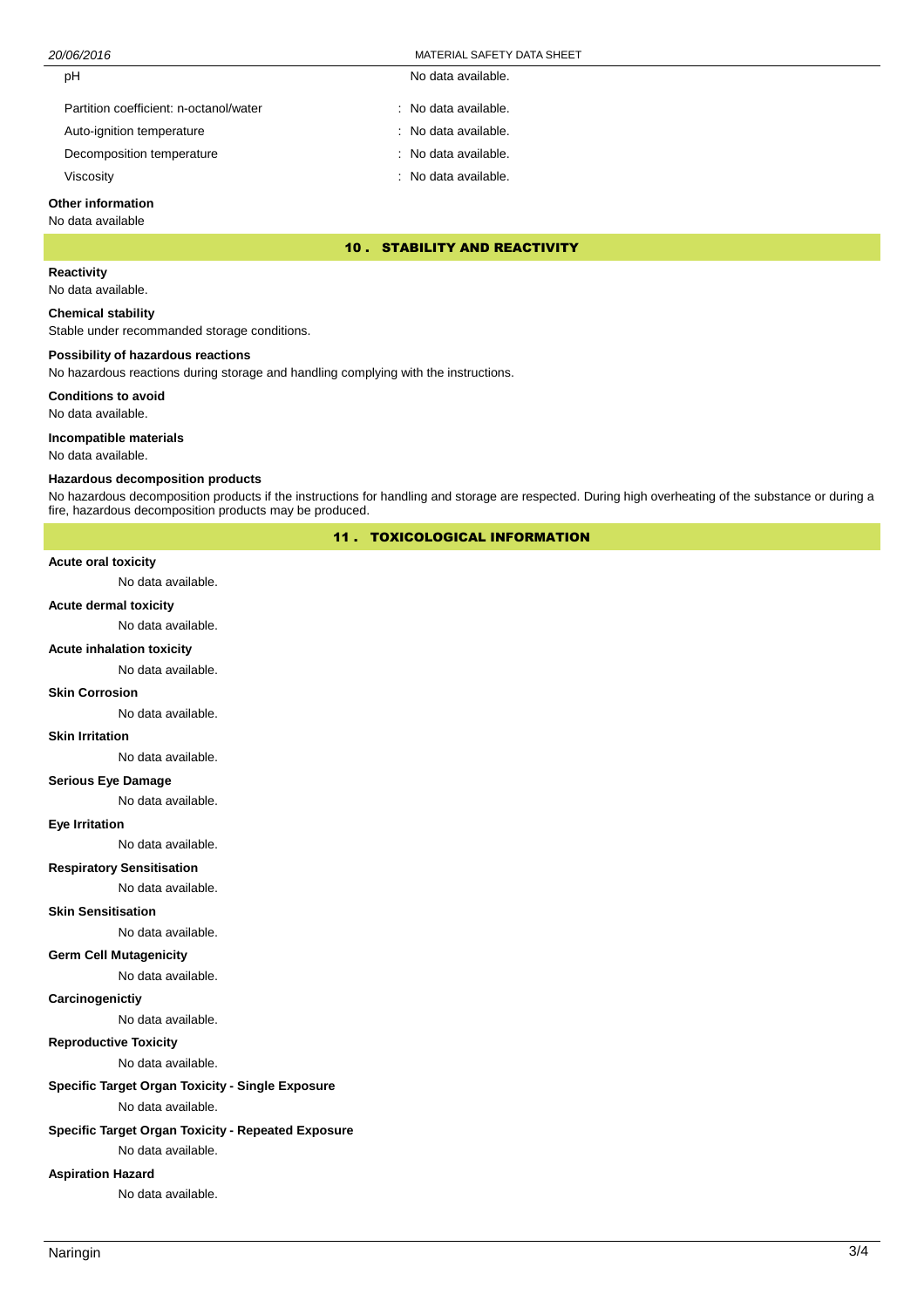| | |
|---|---|
| pH | No data available. |
| Partition coefficient: n-octanol/water | : No data available. |
| Auto-ignition temperature | : No data available. |
| Decomposition temperature | : No data available. |
| Viscosity | : No data available. |

**Other information**

No data available

## 10 . STABILITY AND REACTIVITY

**Reactivity**

No data available.

**Chemical stability**

Stable under recommanded storage conditions.

**Possibility of hazardous reactions**

No hazardous reactions during storage and handling complying with the instructions.

**Conditions to avoid**

No data available.

**Incompatible materials**

No data available.

**Hazardous decomposition products**

No hazardous decomposition products if the instructions for handling and storage are respected. During high overheating of the substance or during a fire, hazardous decomposition products may be produced.

## 11 . TOXICOLOGICAL INFORMATION

**Acute oral toxicity**

No data available.

**Acute dermal toxicity**

No data available.

**Acute inhalation toxicity**

No data available.

**Skin Corrosion**

No data available.

**Skin Irritation**

No data available.

**Serious Eye Damage**

No data available.

**Eye Irritation**

No data available.

**Respiratory Sensitisation**

No data available.

**Skin Sensitisation**

No data available.

**Germ Cell Mutagenicity**

No data available.

**Carcinogenictiy**

No data available.

**Reproductive Toxicity**

No data available.

**Specific Target Organ Toxicity - Single Exposure**

No data available.

**Specific Target Organ Toxicity - Repeated Exposure**

No data available.

**Aspiration Hazard**

No data available.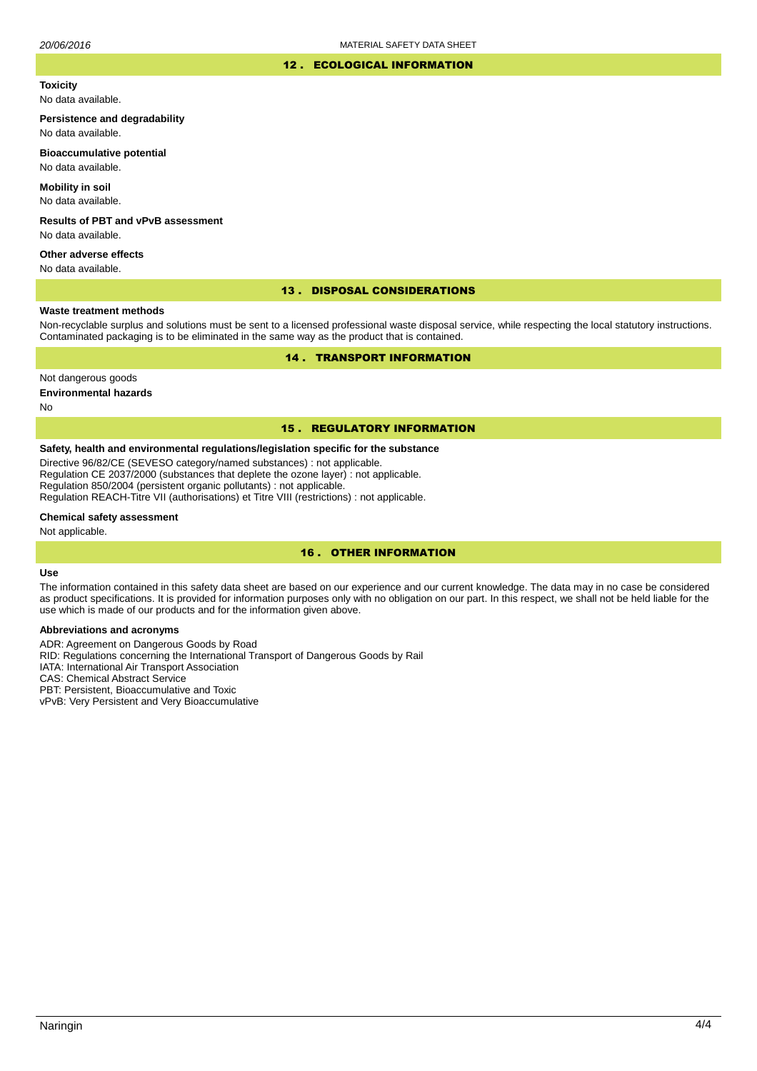## 12 . ECOLOGICAL INFORMATION

**Toxicity**

No data available.

**Persistence and degradability**

No data available.

**Bioaccumulative potential**

No data available.

**Mobility in soil**

No data available.

**Results of PBT and vPvB assessment**

No data available.

**Other adverse effects**

No data available.

## 13 . DISPOSAL CONSIDERATIONS

**Waste treatment methods**

Non-recyclable surplus and solutions must be sent to a licensed professional waste disposal service, while respecting the local statutory instructions. Contaminated packaging is to be eliminated in the same way as the product that is contained.

## 14 . TRANSPORT INFORMATION

Not dangerous goods

**Environmental hazards**

No

## 15 . REGULATORY INFORMATION

**Safety, health and environmental regulations/legislation specific for the substance**

Directive 96/82/CE (SEVESO category/named substances) : not applicable.
Regulation CE 2037/2000 (substances that deplete the ozone layer) : not applicable.
Regulation 850/2004 (persistent organic pollutants) : not applicable.
Regulation REACH-Titre VII (authorisations) et Titre VIII (restrictions) : not applicable.

**Chemical safety assessment**

Not applicable.

## 16 . OTHER INFORMATION

**Use**

The information contained in this safety data sheet are based on our experience and our current knowledge. The data may in no case be considered as product specifications. It is provided for information purposes only with no obligation on our part. In this respect, we shall not be held liable for the use which is made of our products and for the information given above.

**Abbreviations and acronyms**

ADR: Agreement on Dangerous Goods by Road
RID: Regulations concerning the International Transport of Dangerous Goods by Rail
IATA: International Air Transport Association
CAS: Chemical Abstract Service
PBT: Persistent, Bioaccumulative and Toxic
vPvB: Very Persistent and Very Bioaccumulative